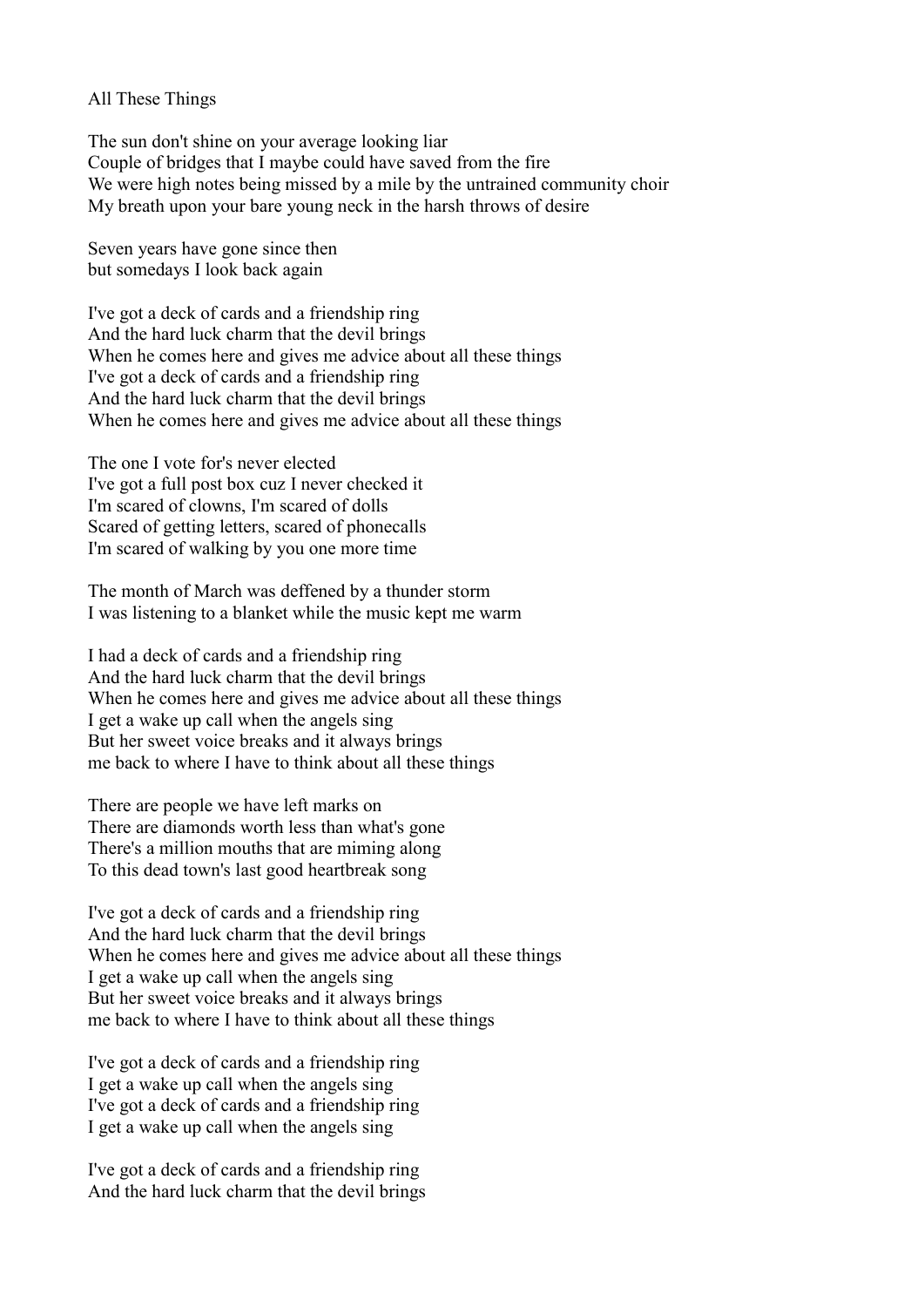# All These Things

The sun don't shine on your average looking liar
Couple of bridges that I maybe could have saved from the fire
We were high notes being missed by a mile by the untrained community choir
My breath upon your bare young neck in the harsh throws of desire

Seven years have gone since then
but somedays I look back again

I've got a deck of cards and a friendship ring
And the hard luck charm that the devil brings
When he comes here and gives me advice about all these things
I've got a deck of cards and a friendship ring
And the hard luck charm that the devil brings
When he comes here and gives me advice about all these things

The one I vote for's never elected
I've got a full post box cuz I never checked it
I'm scared of clowns, I'm scared of dolls
Scared of getting letters, scared of phonecalls
I'm scared of walking by you one more time

The month of March was deffened by a thunder storm
I was listening to a blanket while the music kept me warm

I had a deck of cards and a friendship ring
And the hard luck charm that the devil brings
When he comes here and gives me advice about all these things
I get a wake up call when the angels sing
But her sweet voice breaks and it always brings
me back to where I have to think about all these things

There are people we have left marks on
There are diamonds worth less than what's gone
There's a million mouths that are miming along
To this dead town's last good heartbreak song

I've got a deck of cards and a friendship ring
And the hard luck charm that the devil brings
When he comes here and gives me advice about all these things
I get a wake up call when the angels sing
But her sweet voice breaks and it always brings
me back to where I have to think about all these things

I've got a deck of cards and a friendship ring
I get a wake up call when the angels sing
I've got a deck of cards and a friendship ring
I get a wake up call when the angels sing

I've got a deck of cards and a friendship ring
And the hard luck charm that the devil brings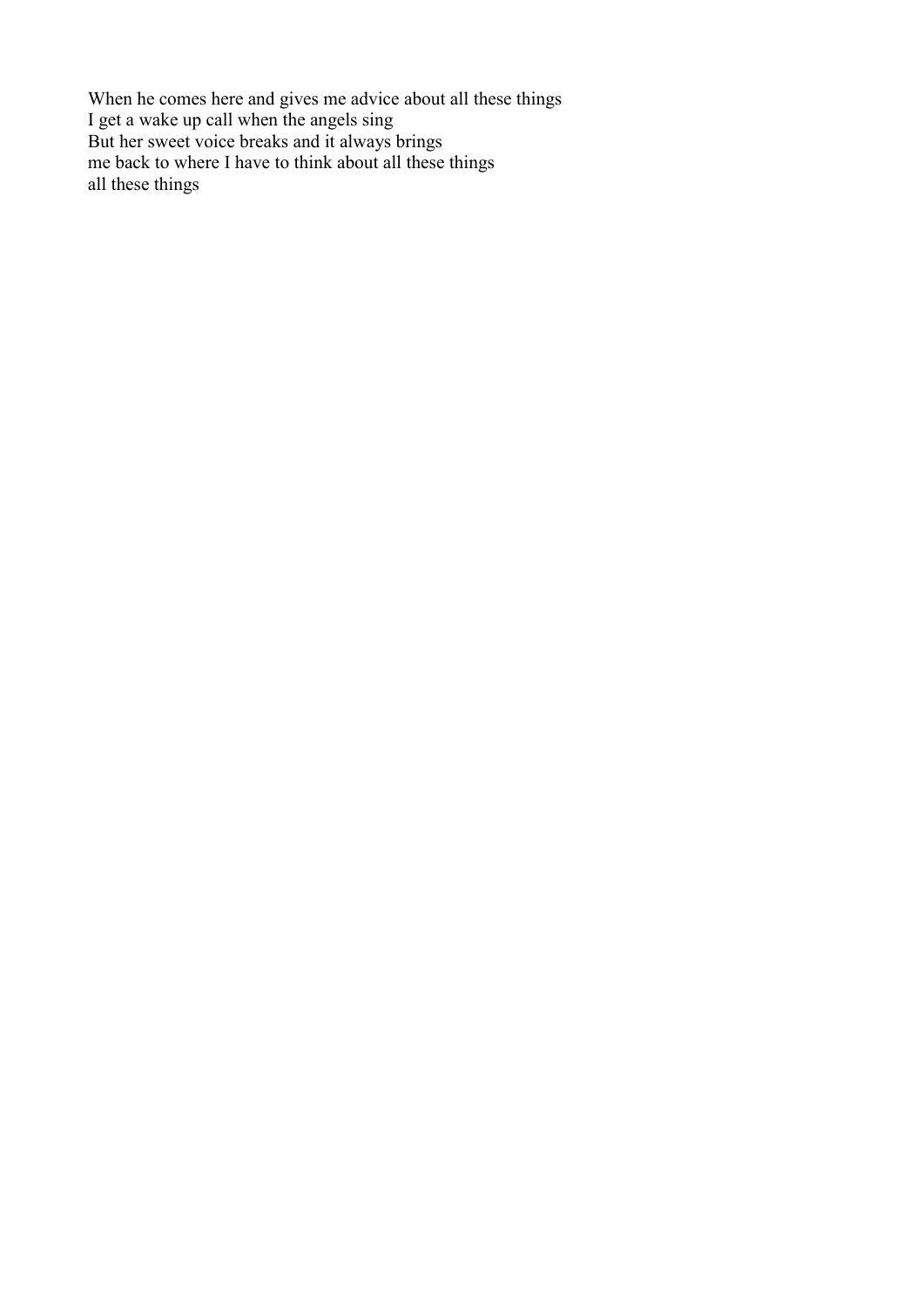When he comes here and gives me advice about all these things
I get a wake up call when the angels sing
But her sweet voice breaks and it always brings
me back to where I have to think about all these things
all these things